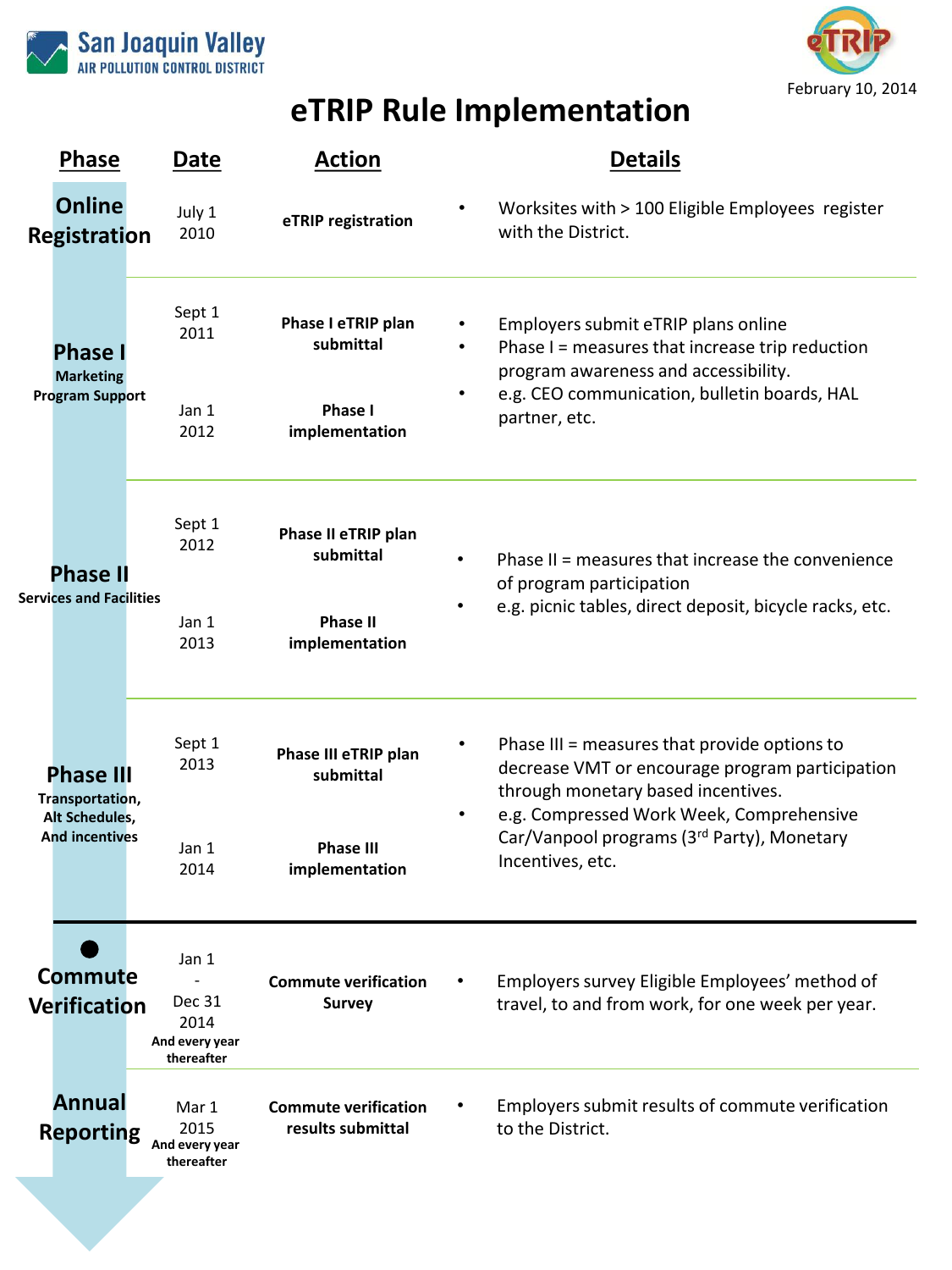San Joaquin Valley AIR POLLUTION CONTROL DISTRICT

February 10, 2014

# eTRIP Rule Implementation

| Phase | Date | Action | Details |
|---|---|---|---|
| **Online Registration** | July 1 2010 | **eTRIP registration** | • Worksites with > 100 Eligible Employees register with the District. |
| **Phase I** Marketing Program Support | Sept 1 2011 | **Phase I eTRIP plan submittal** | • Employers submit eTRIP plans online<br>• Phase I = measures that increase trip reduction program awareness and accessibility.<br>• e.g. CEO communication, bulletin boards, HAL partner, etc. |
| | Jan 1 2012 | **Phase I implementation** | |
| **Phase II** Services and Facilities | Sept 1 2012 | **Phase II eTRIP plan submittal** | • Phase II = measures that increase the convenience of program participation<br>• e.g. picnic tables, direct deposit, bicycle racks, etc. |
| | Jan 1 2013 | **Phase II implementation** | |
| **Phase III** Transportation, Alt Schedules, And incentives | Sept 1 2013 | **Phase III eTRIP plan submittal** | • Phase III = measures that provide options to decrease VMT or encourage program participation through monetary based incentives.<br>• e.g. Compressed Work Week, Comprehensive Car/Vanpool programs (3rd Party), Monetary Incentives, etc. |
| | Jan 1 2014 | **Phase III implementation** | |
| **Commute Verification** | Jan 1 - Dec 31 2014 And every year thereafter | **Commute verification Survey** | • Employers survey Eligible Employees' method of travel, to and from work, for one week per year. |
| **Annual Reporting** | Mar 1 2015 And every year thereafter | **Commute verification results submittal** | • Employers submit results of commute verification to the District. |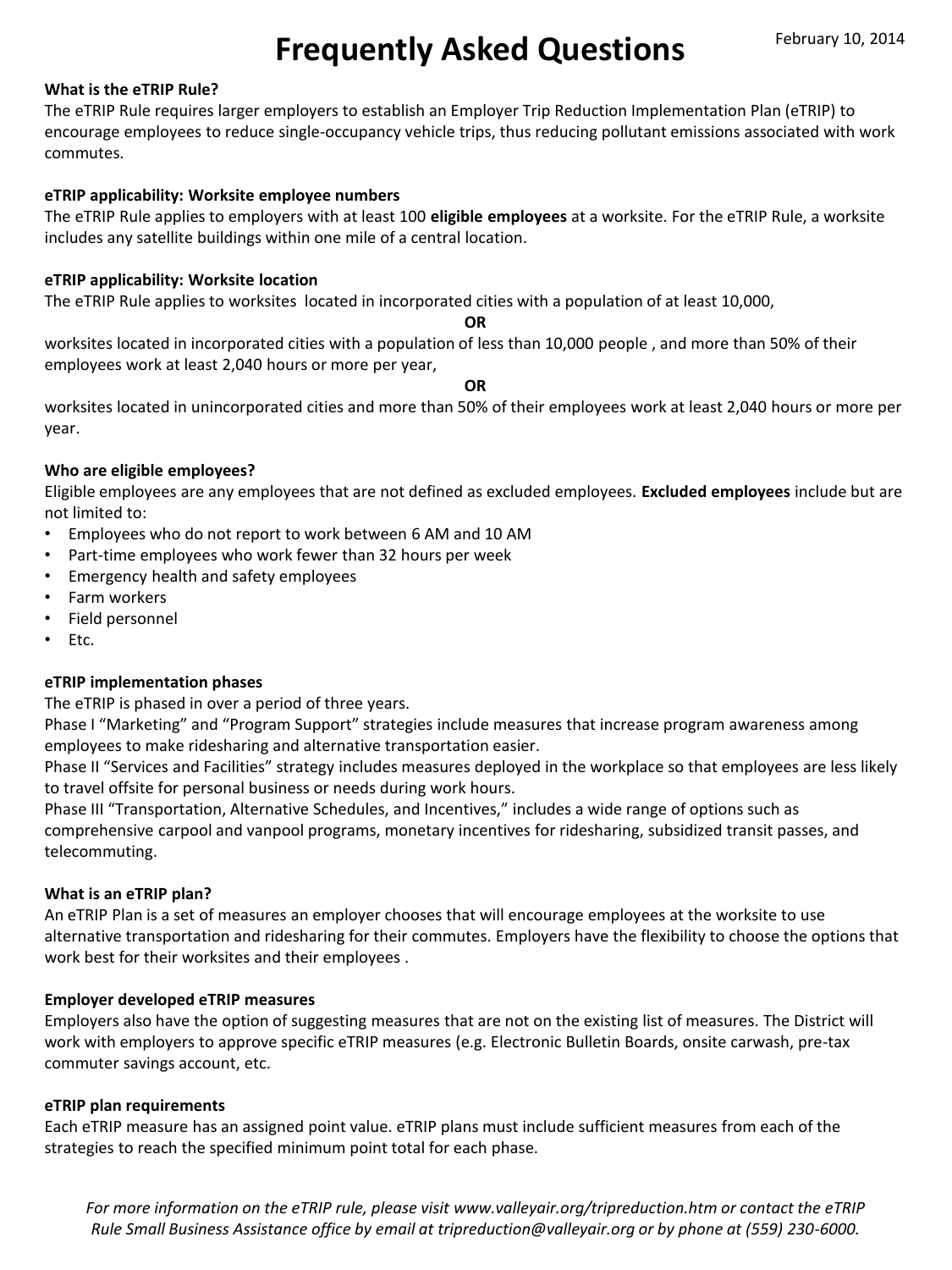# Frequently Asked Questions

February 10, 2014

**What is the eTRIP Rule?**

The eTRIP Rule requires larger employers to establish an Employer Trip Reduction Implementation Plan (eTRIP) to encourage employees to reduce single-occupancy vehicle trips, thus reducing pollutant emissions associated with work commutes.

**eTRIP applicability: Worksite employee numbers**

The eTRIP Rule applies to employers with at least 100 **eligible employees** at a worksite. For the eTRIP Rule, a worksite includes any satellite buildings within one mile of a central location.

**eTRIP applicability: Worksite location**

The eTRIP Rule applies to worksites located in incorporated cities with a population of at least 10,000,

**OR**

worksites located in incorporated cities with a population of less than 10,000 people , and more than 50% of their employees work at least 2,040 hours or more per year,

**OR**

worksites located in unincorporated cities and more than 50% of their employees work at least 2,040 hours or more per year.

**Who are eligible employees?**

Eligible employees are any employees that are not defined as excluded employees. **Excluded employees** include but are not limited to:

- Employees who do not report to work between 6 AM and 10 AM
- Part-time employees who work fewer than 32 hours per week
- Emergency health and safety employees
- Farm workers
- Field personnel
- Etc.

**eTRIP implementation phases**

The eTRIP is phased in over a period of three years.

Phase I "Marketing" and "Program Support" strategies include measures that increase program awareness among employees to make ridesharing and alternative transportation easier.

Phase II "Services and Facilities" strategy includes measures deployed in the workplace so that employees are less likely to travel offsite for personal business or needs during work hours.

Phase III "Transportation, Alternative Schedules, and Incentives," includes a wide range of options such as comprehensive carpool and vanpool programs, monetary incentives for ridesharing, subsidized transit passes, and telecommuting.

**What is an eTRIP plan?**

An eTRIP Plan is a set of measures an employer chooses that will encourage employees at the worksite to use alternative transportation and ridesharing for their commutes. Employers have the flexibility to choose the options that work best for their worksites and their employees .

**Employer developed eTRIP measures**

Employers also have the option of suggesting measures that are not on the existing list of measures. The District will work with employers to approve specific eTRIP measures (e.g. Electronic Bulletin Boards, onsite carwash, pre-tax commuter savings account, etc.

**eTRIP plan requirements**

Each eTRIP measure has an assigned point value. eTRIP plans must include sufficient measures from each of the strategies to reach the specified minimum point total for each phase.

*For more information on the eTRIP rule, please visit www.valleyair.org/tripreduction.htm or contact the eTRIP Rule Small Business Assistance office by email at tripreduction@valleyair.org or by phone at (559) 230-6000.*